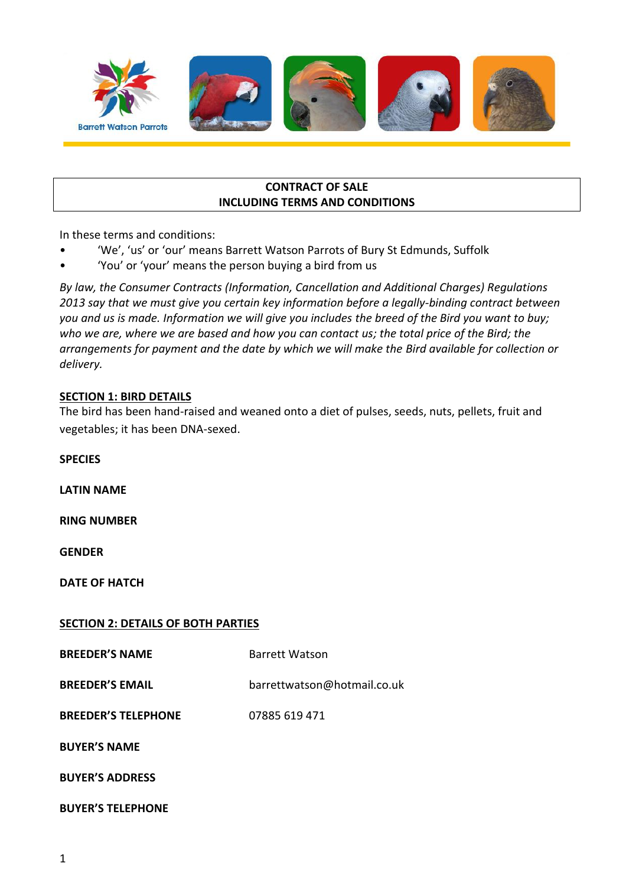Barrett Watson Parrots

**CONTRACT OF SALE**
**INCLUDING TERMS AND CONDITIONS**

In these terms and conditions:

- 'We', 'us' or 'our' means Barrett Watson Parrots of Bury St Edmunds, Suffolk
- 'You' or 'your' means the person buying a bird from us

*By law, the Consumer Contracts (Information, Cancellation and Additional Charges) Regulations 2013 say that we must give you certain key information before a legally-binding contract between you and us is made. Information we will give you includes the breed of the Bird you want to buy; who we are, where we are based and how you can contact us; the total price of the Bird; the arrangements for payment and the date by which we will make the Bird available for collection or delivery.*

## SECTION 1: BIRD DETAILS

The bird has been hand-raised and weaned onto a diet of pulses, seeds, nuts, pellets, fruit and vegetables; it has been DNA-sexed.

**SPECIES**

**LATIN NAME**

**RING NUMBER**

**GENDER**

**DATE OF HATCH**

## SECTION 2: DETAILS OF BOTH PARTIES

| | |
|---|---|
| **BREEDER'S NAME** | Barrett Watson |
| **BREEDER'S EMAIL** | barrettwatson@hotmail.co.uk |
| **BREEDER'S TELEPHONE** | 07885 619 471 |
| **BUYER'S NAME** | |
| **BUYER'S ADDRESS** | |
| **BUYER'S TELEPHONE** | |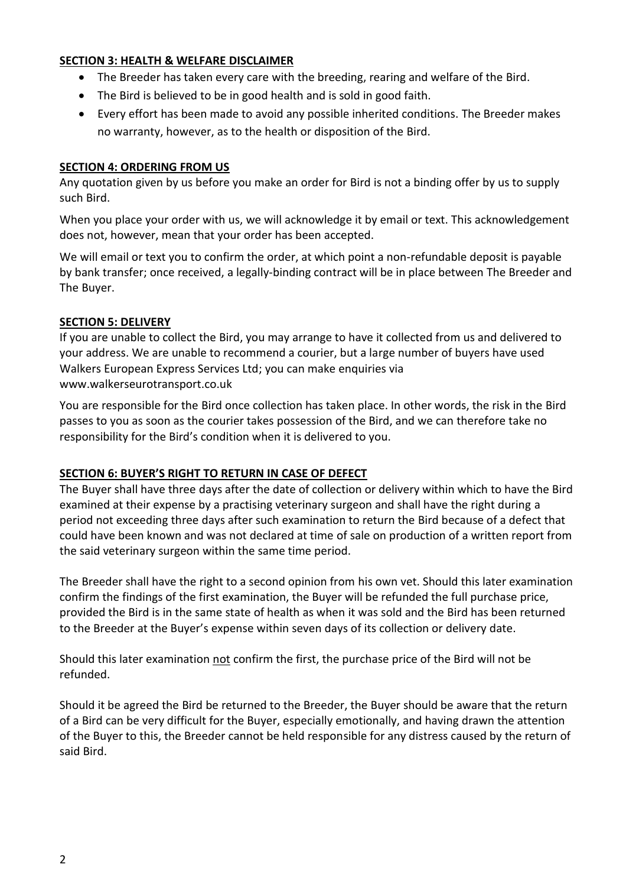**SECTION 3: HEALTH & WELFARE DISCLAIMER**

- The Breeder has taken every care with the breeding, rearing and welfare of the Bird.
- The Bird is believed to be in good health and is sold in good faith.
- Every effort has been made to avoid any possible inherited conditions. The Breeder makes no warranty, however, as to the health or disposition of the Bird.

**SECTION 4: ORDERING FROM US**

Any quotation given by us before you make an order for Bird is not a binding offer by us to supply such Bird.

When you place your order with us, we will acknowledge it by email or text. This acknowledgement does not, however, mean that your order has been accepted.

We will email or text you to confirm the order, at which point a non-refundable deposit is payable by bank transfer; once received, a legally-binding contract will be in place between The Breeder and The Buyer.

**SECTION 5: DELIVERY**

If you are unable to collect the Bird, you may arrange to have it collected from us and delivered to your address. We are unable to recommend a courier, but a large number of buyers have used Walkers European Express Services Ltd; you can make enquiries via www.walkerseurotransport.co.uk

You are responsible for the Bird once collection has taken place. In other words, the risk in the Bird passes to you as soon as the courier takes possession of the Bird, and we can therefore take no responsibility for the Bird's condition when it is delivered to you.

**SECTION 6: BUYER'S RIGHT TO RETURN IN CASE OF DEFECT**

The Buyer shall have three days after the date of collection or delivery within which to have the Bird examined at their expense by a practising veterinary surgeon and shall have the right during a period not exceeding three days after such examination to return the Bird because of a defect that could have been known and was not declared at time of sale on production of a written report from the said veterinary surgeon within the same time period.

The Breeder shall have the right to a second opinion from his own vet. Should this later examination confirm the findings of the first examination, the Buyer will be refunded the full purchase price, provided the Bird is in the same state of health as when it was sold and the Bird has been returned to the Breeder at the Buyer's expense within seven days of its collection or delivery date.

Should this later examination not confirm the first, the purchase price of the Bird will not be refunded.

Should it be agreed the Bird be returned to the Breeder, the Buyer should be aware that the return of a Bird can be very difficult for the Buyer, especially emotionally, and having drawn the attention of the Buyer to this, the Breeder cannot be held responsible for any distress caused by the return of said Bird.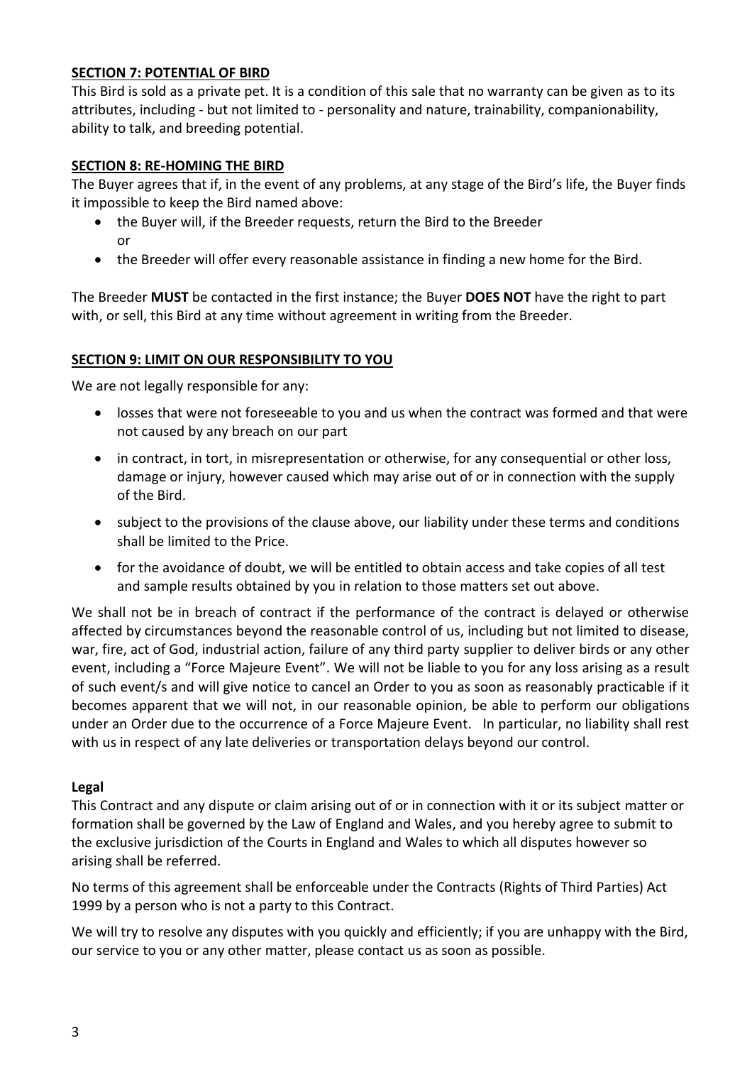## SECTION 7: POTENTIAL OF BIRD

This Bird is sold as a private pet. It is a condition of this sale that no warranty can be given as to its attributes, including - but not limited to - personality and nature, trainability, companionability, ability to talk, and breeding potential.

## SECTION 8: RE-HOMING THE BIRD

The Buyer agrees that if, in the event of any problems, at any stage of the Bird's life, the Buyer finds it impossible to keep the Bird named above:

- the Buyer will, if the Breeder requests, return the Bird to the Breeder
  or
- the Breeder will offer every reasonable assistance in finding a new home for the Bird.

The Breeder **MUST** be contacted in the first instance; the Buyer **DOES NOT** have the right to part with, or sell, this Bird at any time without agreement in writing from the Breeder.

## SECTION 9: LIMIT ON OUR RESPONSIBILITY TO YOU

We are not legally responsible for any:

- losses that were not foreseeable to you and us when the contract was formed and that were not caused by any breach on our part
- in contract, in tort, in misrepresentation or otherwise, for any consequential or other loss, damage or injury, however caused which may arise out of or in connection with the supply of the Bird.
- subject to the provisions of the clause above, our liability under these terms and conditions shall be limited to the Price.
- for the avoidance of doubt, we will be entitled to obtain access and take copies of all test and sample results obtained by you in relation to those matters set out above.

We shall not be in breach of contract if the performance of the contract is delayed or otherwise affected by circumstances beyond the reasonable control of us, including but not limited to disease, war, fire, act of God, industrial action, failure of any third party supplier to deliver birds or any other event, including a "Force Majeure Event". We will not be liable to you for any loss arising as a result of such event/s and will give notice to cancel an Order to you as soon as reasonably practicable if it becomes apparent that we will not, in our reasonable opinion, be able to perform our obligations under an Order due to the occurrence of a Force Majeure Event. In particular, no liability shall rest with us in respect of any late deliveries or transportation delays beyond our control.

### Legal

This Contract and any dispute or claim arising out of or in connection with it or its subject matter or formation shall be governed by the Law of England and Wales, and you hereby agree to submit to the exclusive jurisdiction of the Courts in England and Wales to which all disputes however so arising shall be referred.

No terms of this agreement shall be enforceable under the Contracts (Rights of Third Parties) Act 1999 by a person who is not a party to this Contract.

We will try to resolve any disputes with you quickly and efficiently; if you are unhappy with the Bird, our service to you or any other matter, please contact us as soon as possible.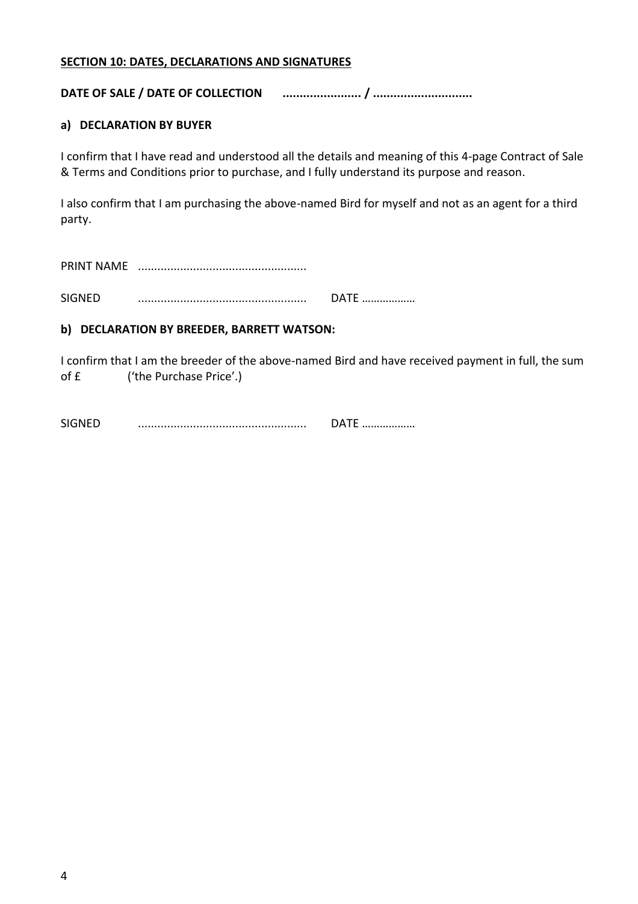**SECTION 10: DATES, DECLARATIONS AND SIGNATURES**

**DATE OF SALE / DATE OF COLLECTION ....................... / ............................**

**a) DECLARATION BY BUYER**

I confirm that I have read and understood all the details and meaning of this 4-page Contract of Sale & Terms and Conditions prior to purchase, and I fully understand its purpose and reason.

I also confirm that I am purchasing the above-named Bird for myself and not as an agent for a third party.

PRINT NAME ...................................................

SIGNED ................................................... DATE ………………

**b) DECLARATION BY BREEDER, BARRETT WATSON:**

I confirm that I am the breeder of the above-named Bird and have received payment in full, the sum of £ ('the Purchase Price'.)

SIGNED ................................................... DATE ………………